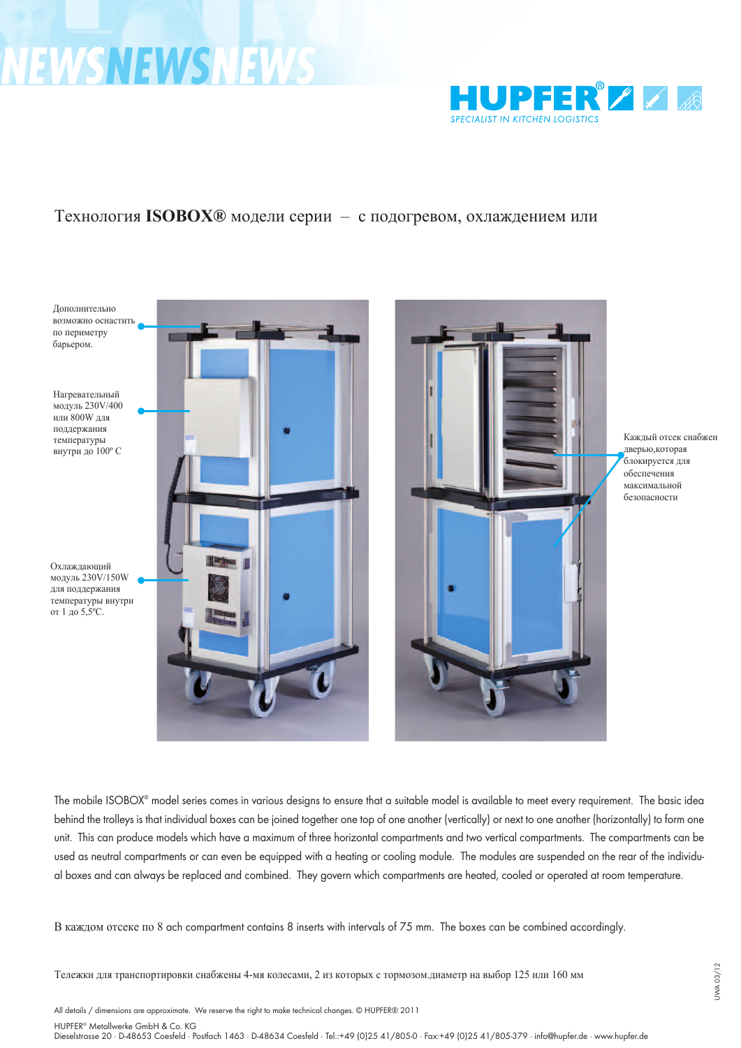NEWSNEWSNEWS

HUPFER®
SPECIALIST IN KITCHEN LOGISTICS

# Технология **ISOBOX®** модели серии – с подогревом, охлаждением или

Дополнительно возможно оснастить по периметру барьером.

Нагревательный модуль 230V/400 или 800W для поддержания температуры внутри до 100º C

Охлаждающий модуль 230V/150W для поддержания температуры внутри от 1 до 5,5ºC.

Каждый отсек снабжен дверью,которая блокируется для обеспечения максимальной безопасности

The mobile ISOBOX® model series comes in various designs to ensure that a suitable model is available to meet every requirement. The basic idea behind the trolleys is that individual boxes can be joined together one top of one another (vertically) or next to one another (horizontally) to form one unit. This can produce models which have a maximum of three horizontal compartments and two vertical compartments. The compartments can be used as neutral compartments or can even be equipped with a heating or cooling module. The modules are suspended on the rear of the individual boxes and can always be replaced and combined. They govern which compartments are heated, cooled or operated at room temperature.

В каждом отсеке по 8 ach compartment contains 8 inserts with intervals of 75 mm. The boxes can be combined accordingly.

Тележки для транспортировки снабжены 4-мя колесами, 2 из которых с тормозом.диаметр на выбор 125 или 160 мм

UWA 03/12

All details / dimensions are approximate. We reserve the right to make technical changes. © HUPFER® 2011

HUPFER® Metallwerke GmbH & Co. KG
Dieselstrasse 20 · D-48653 Coesfeld · Postfach 1463 · D-48634 Coesfeld · Tel.:+49 (0)25 41/805-0 · Fax:+49 (0)25 41/805-379 · info@hupfer.de · www.hupfer.de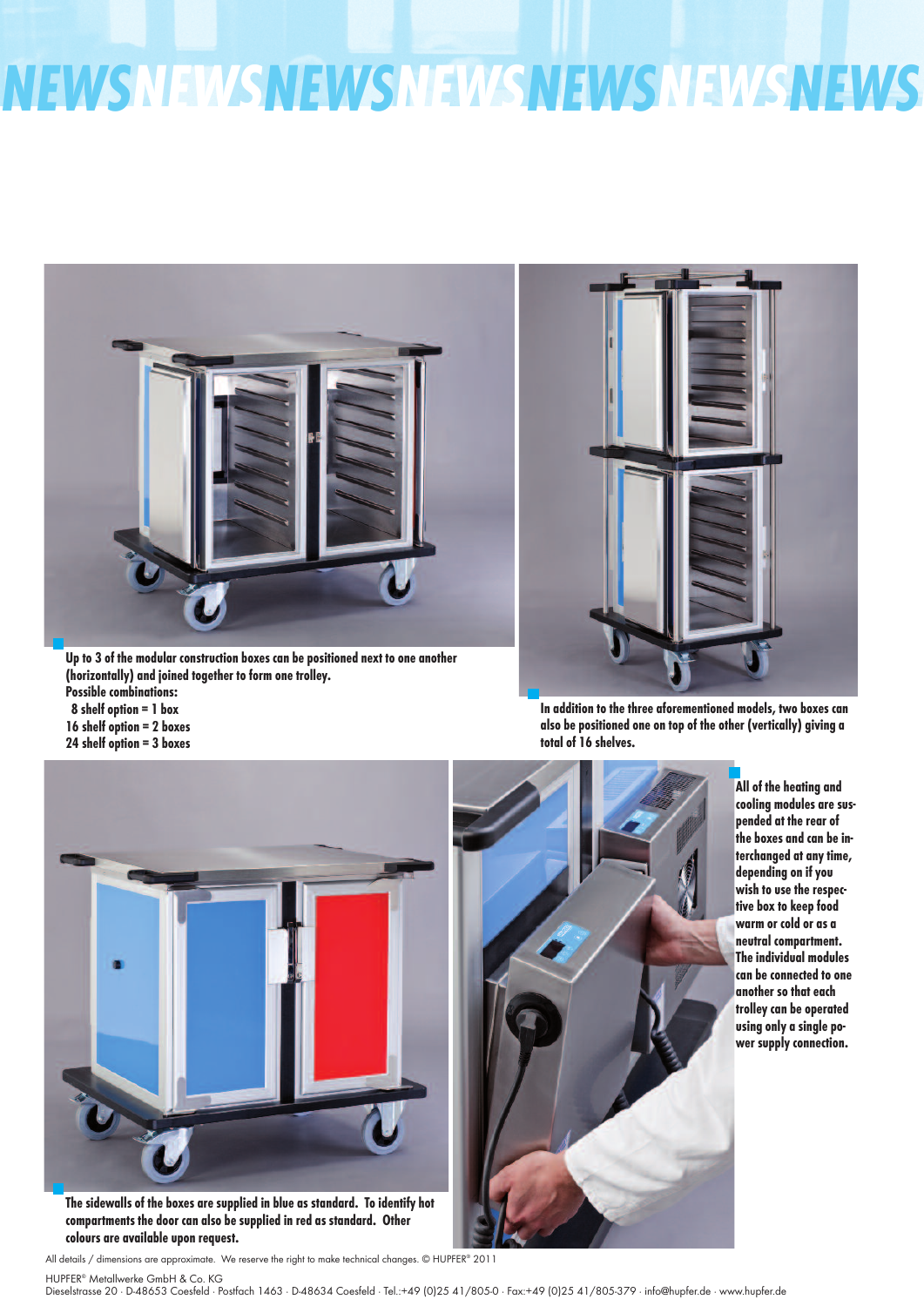# NEWSNEWSNEWSNEWSNEWSNEWSNEWS

Up to 3 of the modular construction boxes can be positioned next to one another (horizontally) and joined together to form one trolley.
Possible combinations:
8 shelf option = 1 box
16 shelf option = 2 boxes
24 shelf option = 3 boxes

In addition to the three aforementioned models, two boxes can also be positioned one on top of the other (vertically) giving a total of 16 shelves.

The sidewalls of the boxes are supplied in blue as standard. To identify hot compartments the door can also be supplied in red as standard. Other colours are available upon request.

All of the heating and cooling modules are suspended at the rear of the boxes and can be interchanged at any time, depending on if you wish to use the respective box to keep food warm or cold or as a neutral compartment. The individual modules can be connected to one another so that each trolley can be operated using only a single power supply connection.

All details / dimensions are approximate. We reserve the right to make technical changes. © HUPFER® 2011

HUPFER® Metallwerke GmbH & Co. KG
Dieselstrasse 20 · D-48653 Coesfeld · Postfach 1463 · D-48634 Coesfeld · Tel.:+49 (0)25 41/805-0 · Fax:+49 (0)25 41/805-379 · info@hupfer.de · www.hupfer.de